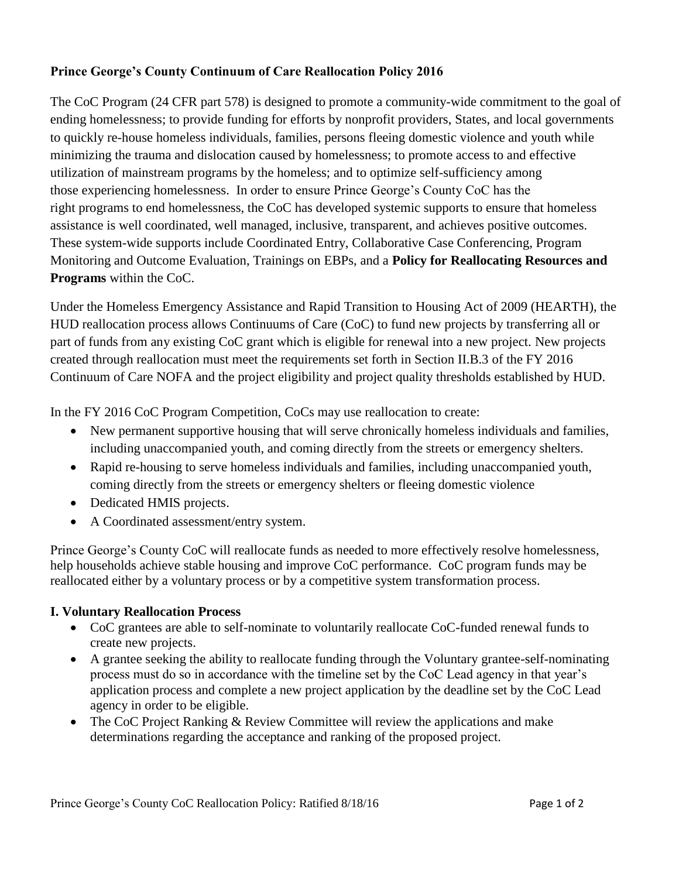**Prince George's County Continuum of Care Reallocation Policy 2016**

The CoC Program (24 CFR part 578) is designed to promote a community-wide commitment to the goal of ending homelessness; to provide funding for efforts by nonprofit providers, States, and local governments to quickly re-house homeless individuals, families, persons fleeing domestic violence and youth while minimizing the trauma and dislocation caused by homelessness; to promote access to and effective utilization of mainstream programs by the homeless; and to optimize self-sufficiency among those experiencing homelessness. In order to ensure Prince George's County CoC has the right programs to end homelessness, the CoC has developed systemic supports to ensure that homeless assistance is well coordinated, well managed, inclusive, transparent, and achieves positive outcomes. These system-wide supports include Coordinated Entry, Collaborative Case Conferencing, Program Monitoring and Outcome Evaluation, Trainings on EBPs, and a **Policy for Reallocating Resources and Programs** within the CoC.

Under the Homeless Emergency Assistance and Rapid Transition to Housing Act of 2009 (HEARTH), the HUD reallocation process allows Continuums of Care (CoC) to fund new projects by transferring all or part of funds from any existing CoC grant which is eligible for renewal into a new project. New projects created through reallocation must meet the requirements set forth in Section II.B.3 of the FY 2016 Continuum of Care NOFA and the project eligibility and project quality thresholds established by HUD.

In the FY 2016 CoC Program Competition, CoCs may use reallocation to create:

- New permanent supportive housing that will serve chronically homeless individuals and families, including unaccompanied youth, and coming directly from the streets or emergency shelters.
- Rapid re-housing to serve homeless individuals and families, including unaccompanied youth, coming directly from the streets or emergency shelters or fleeing domestic violence
- Dedicated HMIS projects.
- A Coordinated assessment/entry system.

Prince George's County CoC will reallocate funds as needed to more effectively resolve homelessness, help households achieve stable housing and improve CoC performance. CoC program funds may be reallocated either by a voluntary process or by a competitive system transformation process.

**I. Voluntary Reallocation Process**

- CoC grantees are able to self-nominate to voluntarily reallocate CoC-funded renewal funds to create new projects.
- A grantee seeking the ability to reallocate funding through the Voluntary grantee-self-nominating process must do so in accordance with the timeline set by the CoC Lead agency in that year's application process and complete a new project application by the deadline set by the CoC Lead agency in order to be eligible.
- The CoC Project Ranking & Review Committee will review the applications and make determinations regarding the acceptance and ranking of the proposed project.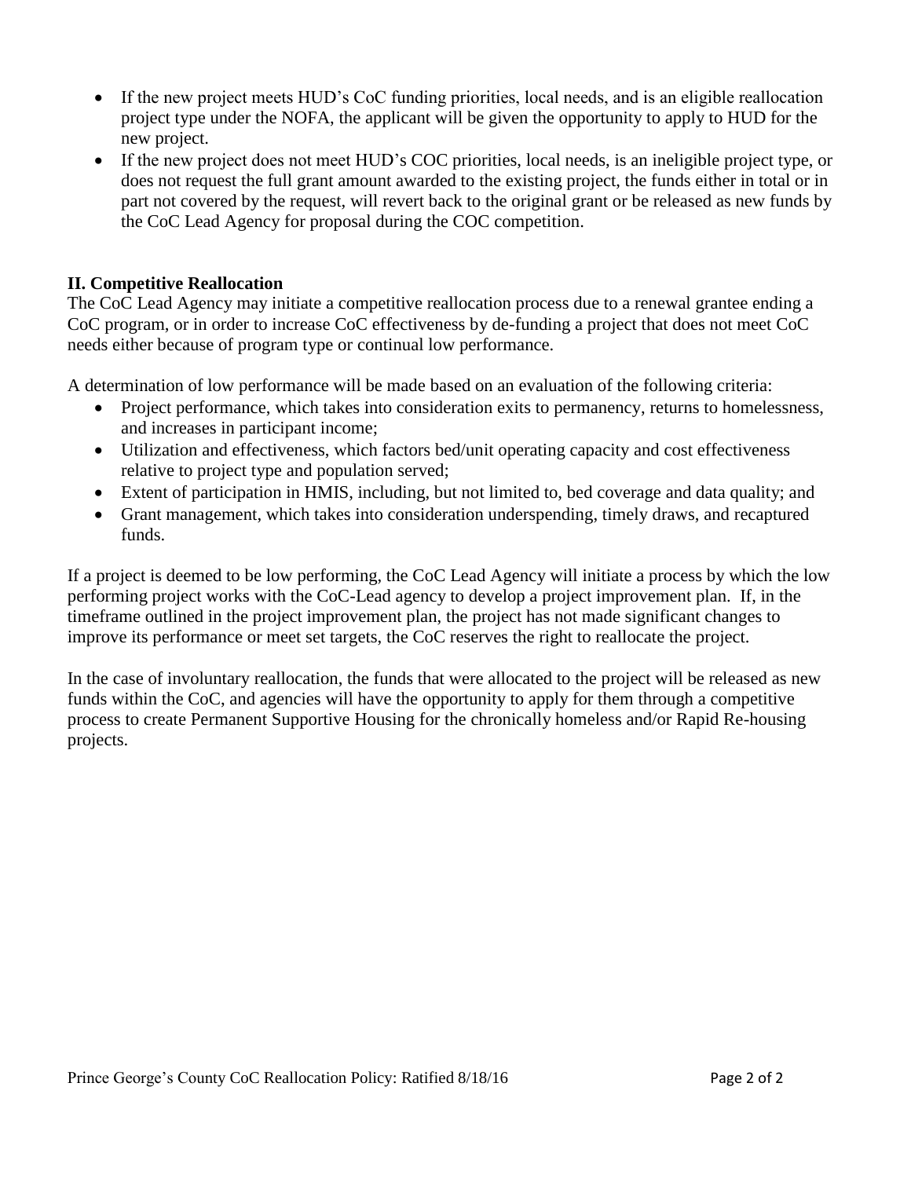- If the new project meets HUD's CoC funding priorities, local needs, and is an eligible reallocation project type under the NOFA, the applicant will be given the opportunity to apply to HUD for the new project.
- If the new project does not meet HUD's COC priorities, local needs, is an ineligible project type, or does not request the full grant amount awarded to the existing project, the funds either in total or in part not covered by the request, will revert back to the original grant or be released as new funds by the CoC Lead Agency for proposal during the COC competition.

**II. Competitive Reallocation**

The CoC Lead Agency may initiate a competitive reallocation process due to a renewal grantee ending a CoC program, or in order to increase CoC effectiveness by de-funding a project that does not meet CoC needs either because of program type or continual low performance.

A determination of low performance will be made based on an evaluation of the following criteria:

- Project performance, which takes into consideration exits to permanency, returns to homelessness, and increases in participant income;
- Utilization and effectiveness, which factors bed/unit operating capacity and cost effectiveness relative to project type and population served;
- Extent of participation in HMIS, including, but not limited to, bed coverage and data quality; and
- Grant management, which takes into consideration underspending, timely draws, and recaptured funds.

If a project is deemed to be low performing, the CoC Lead Agency will initiate a process by which the low performing project works with the CoC-Lead agency to develop a project improvement plan. If, in the timeframe outlined in the project improvement plan, the project has not made significant changes to improve its performance or meet set targets, the CoC reserves the right to reallocate the project.

In the case of involuntary reallocation, the funds that were allocated to the project will be released as new funds within the CoC, and agencies will have the opportunity to apply for them through a competitive process to create Permanent Supportive Housing for the chronically homeless and/or Rapid Re-housing projects.